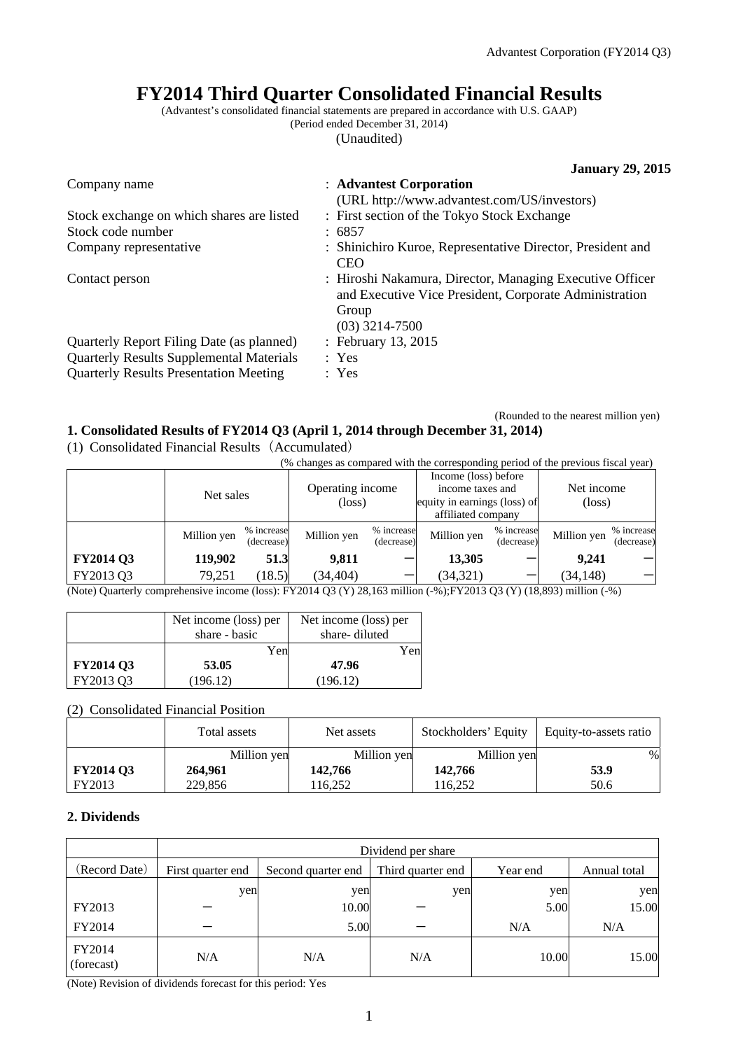# FY2014 Third Quarter Consolidated Financial Results

(Advantest's consolidated financial statements are prepared in accordance with U.S. GAAP)
(Period ended December 31, 2014)
(Unaudited)

**January 29, 2015**

| | |
|---|---|
| Company name | : **Advantest Corporation** (URL http://www.advantest.com/US/investors) |
| Stock exchange on which shares are listed | : First section of the Tokyo Stock Exchange |
| Stock code number | : 6857 |
| Company representative | : Shinichiro Kuroe, Representative Director, President and CEO |
| Contact person | : Hiroshi Nakamura, Director, Managing Executive Officer and Executive Vice President, Corporate Administration Group (03) 3214-7500 |
| Quarterly Report Filing Date (as planned) | : February 13, 2015 |
| Quarterly Results Supplemental Materials | : Yes |
| Quarterly Results Presentation Meeting | : Yes |

(Rounded to the nearest million yen)

## 1. Consolidated Results of FY2014 Q3 (April 1, 2014 through December 31, 2014)

(1) Consolidated Financial Results（Accumulated）

(% changes as compared with the corresponding period of the previous fiscal year)

| | Net sales | | Operating income (loss) | | Income (loss) before income taxes and equity in earnings (loss) of affiliated company | | Net income (loss) | |
|---|---|---|---|---|---|---|---|---|
| | Million yen | % increase (decrease) | Million yen | % increase (decrease) | Million yen | % increase (decrease) | Million yen | % increase (decrease) |
| **FY2014 Q3** | **119,902** | **51.3** | **9,811** | － | **13,305** | － | **9,241** | － |
| FY2013 Q3 | 79,251 | (18.5) | (34,404) | － | (34,321) | － | (34,148) | － |

(Note) Quarterly comprehensive income (loss): FY2014 Q3 (Y) 28,163 million (-%);FY2013 Q3 (Y) (18,893) million (-%)

| | Net income (loss) per share - basic | Net income (loss) per share- diluted |
|---|---|---|
| | Yen | Yen |
| **FY2014 Q3** | **53.05** | **47.96** |
| FY2013 Q3 | (196.12) | (196.12) |

(2) Consolidated Financial Position

| | Total assets | Net assets | Stockholders' Equity | Equity-to-assets ratio |
|---|---|---|---|---|
| | Million yen | Million yen | Million yen | % |
| **FY2014 Q3** | **264,961** | **142,766** | **142,766** | **53.9** |
| FY2013 | 229,856 | 116,252 | 116,252 | 50.6 |

## 2. Dividends

| | Dividend per share | | | | |
|---|---|---|---|---|---|
| (Record Date) | First quarter end | Second quarter end | Third quarter end | Year end | Annual total |
| | yen | yen | yen | yen | yen |
| FY2013 | － | 10.00 | － | 5.00 | 15.00 |
| FY2014 | － | 5.00 | － | N/A | N/A |
| FY2014 (forecast) | N/A | N/A | N/A | 10.00 | 15.00 |

(Note) Revision of dividends forecast for this period: Yes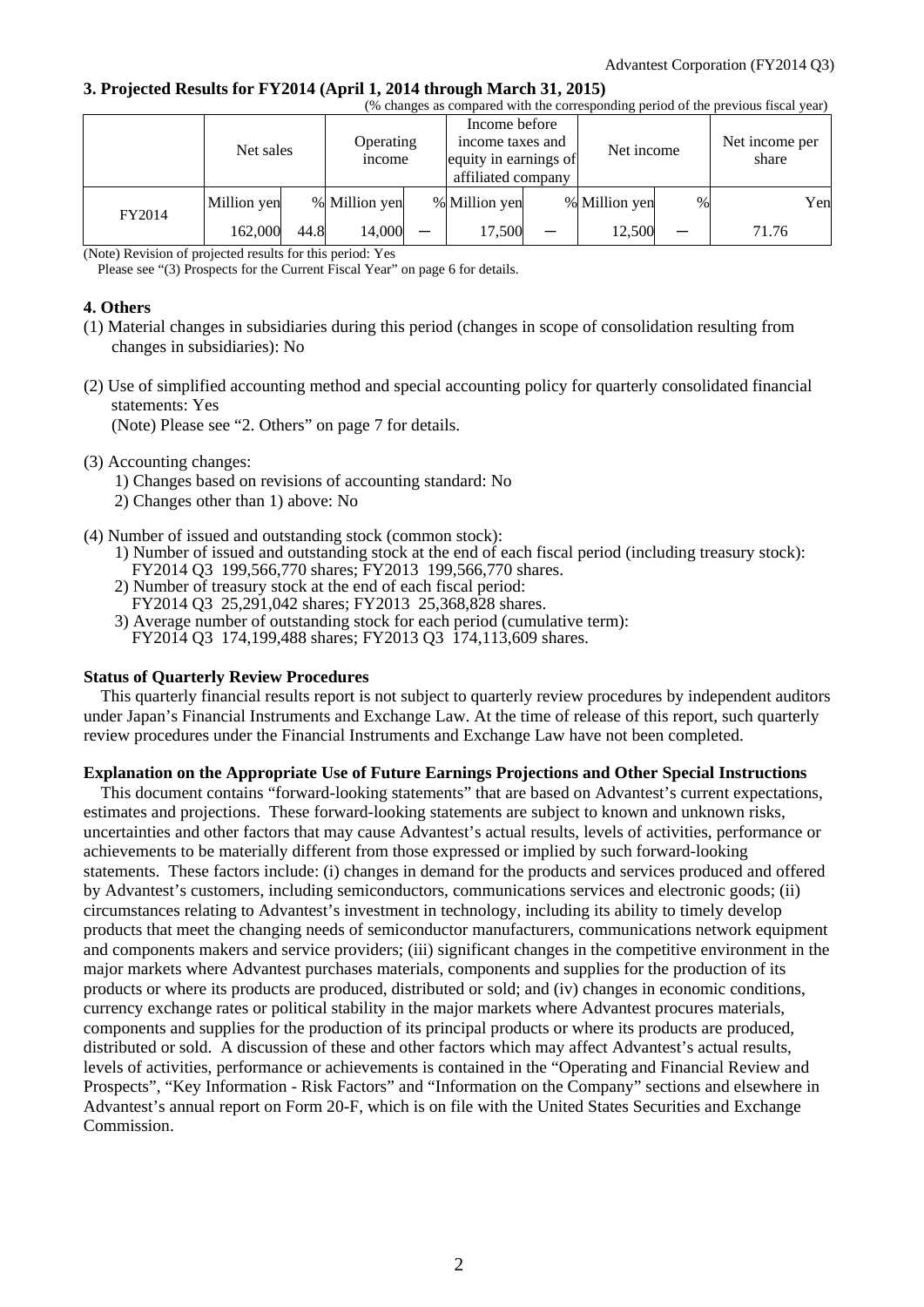## 3. Projected Results for FY2014 (April 1, 2014 through March 31, 2015)

(% changes as compared with the corresponding period of the previous fiscal year)

| | Net sales | | Operating income | | Income before income taxes and equity in earnings of affiliated company | | Net income | | Net income per share |
|---|---|---|---|---|---|---|---|---|---|
| | Million yen | % | Million yen | % | Million yen | % | Million yen | % | Yen |
| FY2014 | 162,000 | 44.8 | 14,000 | — | 17,500 | — | 12,500 | — | 71.76 |

(Note) Revision of projected results for this period: Yes
Please see "(3) Prospects for the Current Fiscal Year" on page 6 for details.

## 4. Others

(1) Material changes in subsidiaries during this period (changes in scope of consolidation resulting from changes in subsidiaries): No

(2) Use of simplified accounting method and special accounting policy for quarterly consolidated financial statements: Yes
(Note) Please see "2. Others" on page 7 for details.

(3) Accounting changes:
1) Changes based on revisions of accounting standard: No
2) Changes other than 1) above: No

(4) Number of issued and outstanding stock (common stock):
1) Number of issued and outstanding stock at the end of each fiscal period (including treasury stock):
FY2014 Q3 199,566,770 shares; FY2013 199,566,770 shares.
2) Number of treasury stock at the end of each fiscal period:
FY2014 Q3 25,291,042 shares; FY2013 25,368,828 shares.
3) Average number of outstanding stock for each period (cumulative term):
FY2014 Q3 174,199,488 shares; FY2013 Q3 174,113,609 shares.

**Status of Quarterly Review Procedures**

This quarterly financial results report is not subject to quarterly review procedures by independent auditors under Japan's Financial Instruments and Exchange Law. At the time of release of this report, such quarterly review procedures under the Financial Instruments and Exchange Law have not been completed.

**Explanation on the Appropriate Use of Future Earnings Projections and Other Special Instructions**

This document contains "forward-looking statements" that are based on Advantest's current expectations, estimates and projections. These forward-looking statements are subject to known and unknown risks, uncertainties and other factors that may cause Advantest's actual results, levels of activities, performance or achievements to be materially different from those expressed or implied by such forward-looking statements. These factors include: (i) changes in demand for the products and services produced and offered by Advantest's customers, including semiconductors, communications services and electronic goods; (ii) circumstances relating to Advantest's investment in technology, including its ability to timely develop products that meet the changing needs of semiconductor manufacturers, communications network equipment and components makers and service providers; (iii) significant changes in the competitive environment in the major markets where Advantest purchases materials, components and supplies for the production of its products or where its products are produced, distributed or sold; and (iv) changes in economic conditions, currency exchange rates or political stability in the major markets where Advantest procures materials, components and supplies for the production of its principal products or where its products are produced, distributed or sold. A discussion of these and other factors which may affect Advantest's actual results, levels of activities, performance or achievements is contained in the "Operating and Financial Review and Prospects", "Key Information - Risk Factors" and "Information on the Company" sections and elsewhere in Advantest's annual report on Form 20-F, which is on file with the United States Securities and Exchange Commission.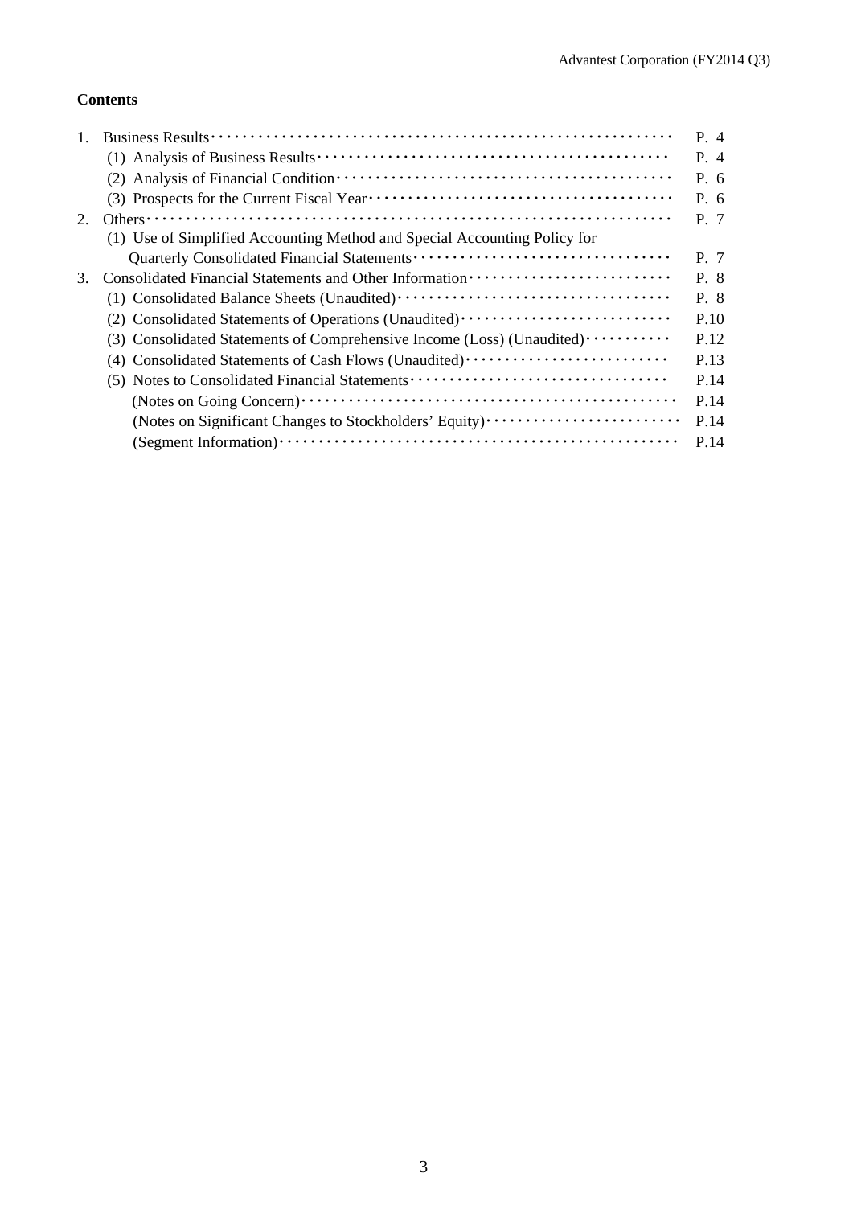**Contents**

| | | |
|---|---|---|
| 1. | Business Results | P. 4 |
| | (1) Analysis of Business Results | P. 4 |
| | (2) Analysis of Financial Condition | P. 6 |
| | (3) Prospects for the Current Fiscal Year | P. 6 |
| 2. | Others | P. 7 |
| | (1) Use of Simplified Accounting Method and Special Accounting Policy for Quarterly Consolidated Financial Statements | P. 7 |
| 3. | Consolidated Financial Statements and Other Information | P. 8 |
| | (1) Consolidated Balance Sheets (Unaudited) | P. 8 |
| | (2) Consolidated Statements of Operations (Unaudited) | P.10 |
| | (3) Consolidated Statements of Comprehensive Income (Loss) (Unaudited) | P.12 |
| | (4) Consolidated Statements of Cash Flows (Unaudited) | P.13 |
| | (5) Notes to Consolidated Financial Statements | P.14 |
| | (Notes on Going Concern) | P.14 |
| | (Notes on Significant Changes to Stockholders' Equity) | P.14 |
| | (Segment Information) | P.14 |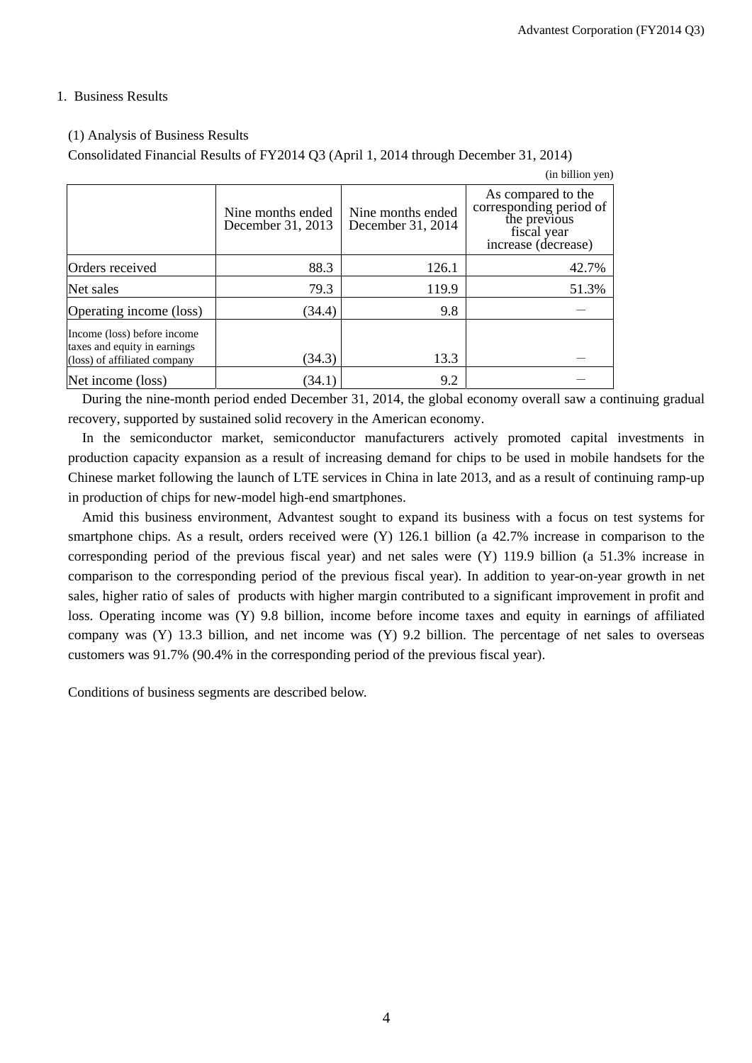## 1. Business Results

### (1) Analysis of Business Results

Consolidated Financial Results of FY2014 Q3 (April 1, 2014 through December 31, 2014)

(in billion yen)

| | Nine months ended December 31, 2013 | Nine months ended December 31, 2014 | As compared to the corresponding period of the previous fiscal year increase (decrease) |
|---|---|---|---|
| Orders received | 88.3 | 126.1 | 42.7% |
| Net sales | 79.3 | 119.9 | 51.3% |
| Operating income (loss) | (34.4) | 9.8 | ― |
| Income (loss) before income taxes and equity in earnings (loss) of affiliated company | (34.3) | 13.3 | ― |
| Net income (loss) | (34.1) | 9.2 | ― |

During the nine-month period ended December 31, 2014, the global economy overall saw a continuing gradual recovery, supported by sustained solid recovery in the American economy.

In the semiconductor market, semiconductor manufacturers actively promoted capital investments in production capacity expansion as a result of increasing demand for chips to be used in mobile handsets for the Chinese market following the launch of LTE services in China in late 2013, and as a result of continuing ramp-up in production of chips for new-model high-end smartphones.

Amid this business environment, Advantest sought to expand its business with a focus on test systems for smartphone chips. As a result, orders received were (Y) 126.1 billion (a 42.7% increase in comparison to the corresponding period of the previous fiscal year) and net sales were (Y) 119.9 billion (a 51.3% increase in comparison to the corresponding period of the previous fiscal year). In addition to year-on-year growth in net sales, higher ratio of sales of products with higher margin contributed to a significant improvement in profit and loss. Operating income was (Y) 9.8 billion, income before income taxes and equity in earnings of affiliated company was (Y) 13.3 billion, and net income was (Y) 9.2 billion. The percentage of net sales to overseas customers was 91.7% (90.4% in the corresponding period of the previous fiscal year).

Conditions of business segments are described below.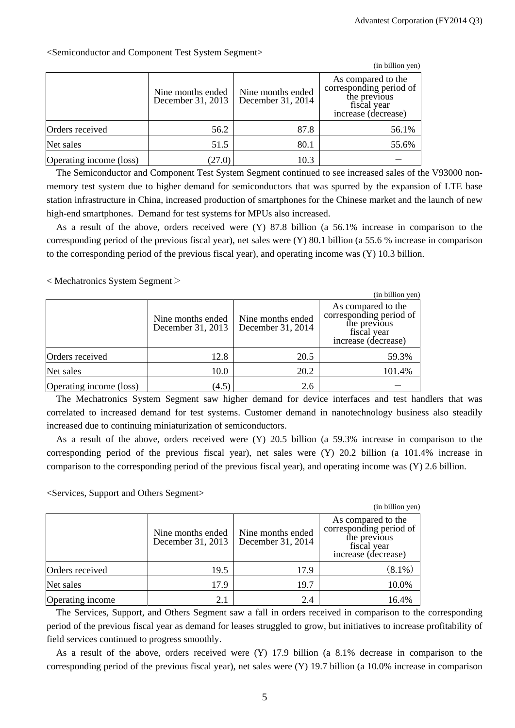<Semiconductor and Component Test System Segment>

(in billion yen)

| | Nine months ended December 31, 2013 | Nine months ended December 31, 2014 | As compared to the corresponding period of the previous fiscal year increase (decrease) |
|---|---|---|---|
| Orders received | 56.2 | 87.8 | 56.1% |
| Net sales | 51.5 | 80.1 | 55.6% |
| Operating income (loss) | (27.0) | 10.3 | － |

The Semiconductor and Component Test System Segment continued to see increased sales of the V93000 non-memory test system due to higher demand for semiconductors that was spurred by the expansion of LTE base station infrastructure in China, increased production of smartphones for the Chinese market and the launch of new high-end smartphones. Demand for test systems for MPUs also increased.

As a result of the above, orders received were (Y) 87.8 billion (a 56.1% increase in comparison to the corresponding period of the previous fiscal year), net sales were (Y) 80.1 billion (a 55.6 % increase in comparison to the corresponding period of the previous fiscal year), and operating income was (Y) 10.3 billion.

< Mechatronics System Segment＞

(in billion yen)

| | Nine months ended December 31, 2013 | Nine months ended December 31, 2014 | As compared to the corresponding period of the previous fiscal year increase (decrease) |
|---|---|---|---|
| Orders received | 12.8 | 20.5 | 59.3% |
| Net sales | 10.0 | 20.2 | 101.4% |
| Operating income (loss) | (4.5) | 2.6 | － |

The Mechatronics System Segment saw higher demand for device interfaces and test handlers that was correlated to increased demand for test systems. Customer demand in nanotechnology business also steadily increased due to continuing miniaturization of semiconductors.

As a result of the above, orders received were (Y) 20.5 billion (a 59.3% increase in comparison to the corresponding period of the previous fiscal year), net sales were (Y) 20.2 billion (a 101.4% increase in comparison to the corresponding period of the previous fiscal year), and operating income was (Y) 2.6 billion.

<Services, Support and Others Segment>

(in billion yen)

| | Nine months ended December 31, 2013 | Nine months ended December 31, 2014 | As compared to the corresponding period of the previous fiscal year increase (decrease) |
|---|---|---|---|
| Orders received | 19.5 | 17.9 | (8.1%) |
| Net sales | 17.9 | 19.7 | 10.0% |
| Operating income | 2.1 | 2.4 | 16.4% |

The Services, Support, and Others Segment saw a fall in orders received in comparison to the corresponding period of the previous fiscal year as demand for leases struggled to grow, but initiatives to increase profitability of field services continued to progress smoothly.

As a result of the above, orders received were (Y) 17.9 billion (a 8.1% decrease in comparison to the corresponding period of the previous fiscal year), net sales were (Y) 19.7 billion (a 10.0% increase in comparison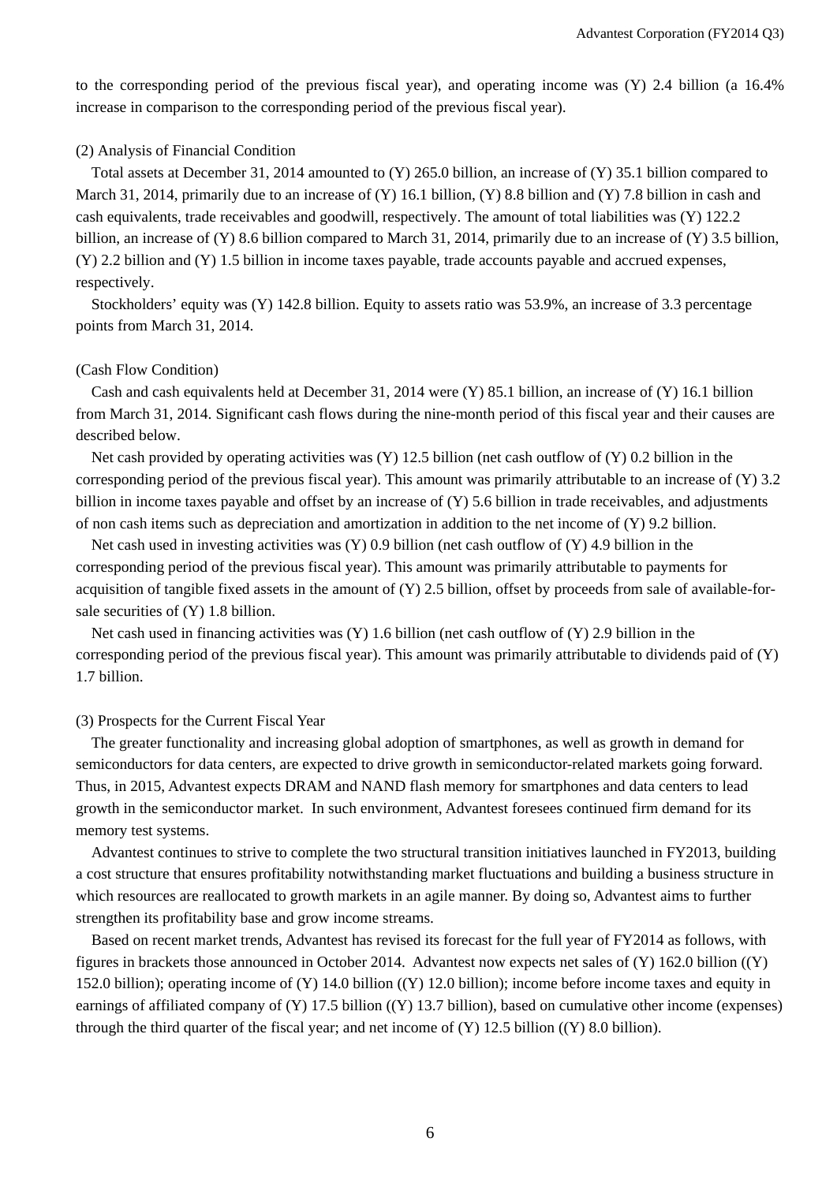to the corresponding period of the previous fiscal year), and operating income was (Y) 2.4 billion (a 16.4% increase in comparison to the corresponding period of the previous fiscal year).

(2) Analysis of Financial Condition

Total assets at December 31, 2014 amounted to (Y) 265.0 billion, an increase of (Y) 35.1 billion compared to March 31, 2014, primarily due to an increase of (Y) 16.1 billion, (Y) 8.8 billion and (Y) 7.8 billion in cash and cash equivalents, trade receivables and goodwill, respectively. The amount of total liabilities was (Y) 122.2 billion, an increase of (Y) 8.6 billion compared to March 31, 2014, primarily due to an increase of (Y) 3.5 billion, (Y) 2.2 billion and (Y) 1.5 billion in income taxes payable, trade accounts payable and accrued expenses, respectively.

Stockholders' equity was (Y) 142.8 billion. Equity to assets ratio was 53.9%, an increase of 3.3 percentage points from March 31, 2014.

(Cash Flow Condition)

Cash and cash equivalents held at December 31, 2014 were (Y) 85.1 billion, an increase of (Y) 16.1 billion from March 31, 2014. Significant cash flows during the nine-month period of this fiscal year and their causes are described below.

Net cash provided by operating activities was (Y) 12.5 billion (net cash outflow of (Y) 0.2 billion in the corresponding period of the previous fiscal year). This amount was primarily attributable to an increase of (Y) 3.2 billion in income taxes payable and offset by an increase of (Y) 5.6 billion in trade receivables, and adjustments of non cash items such as depreciation and amortization in addition to the net income of (Y) 9.2 billion.

Net cash used in investing activities was (Y) 0.9 billion (net cash outflow of (Y) 4.9 billion in the corresponding period of the previous fiscal year). This amount was primarily attributable to payments for acquisition of tangible fixed assets in the amount of (Y) 2.5 billion, offset by proceeds from sale of available-for-sale securities of (Y) 1.8 billion.

Net cash used in financing activities was (Y) 1.6 billion (net cash outflow of (Y) 2.9 billion in the corresponding period of the previous fiscal year). This amount was primarily attributable to dividends paid of (Y) 1.7 billion.

(3) Prospects for the Current Fiscal Year

The greater functionality and increasing global adoption of smartphones, as well as growth in demand for semiconductors for data centers, are expected to drive growth in semiconductor-related markets going forward. Thus, in 2015, Advantest expects DRAM and NAND flash memory for smartphones and data centers to lead growth in the semiconductor market. In such environment, Advantest foresees continued firm demand for its memory test systems.

Advantest continues to strive to complete the two structural transition initiatives launched in FY2013, building a cost structure that ensures profitability notwithstanding market fluctuations and building a business structure in which resources are reallocated to growth markets in an agile manner. By doing so, Advantest aims to further strengthen its profitability base and grow income streams.

Based on recent market trends, Advantest has revised its forecast for the full year of FY2014 as follows, with figures in brackets those announced in October 2014. Advantest now expects net sales of (Y) 162.0 billion ((Y) 152.0 billion); operating income of (Y) 14.0 billion ((Y) 12.0 billion); income before income taxes and equity in earnings of affiliated company of (Y) 17.5 billion ((Y) 13.7 billion), based on cumulative other income (expenses) through the third quarter of the fiscal year; and net income of (Y) 12.5 billion ((Y) 8.0 billion).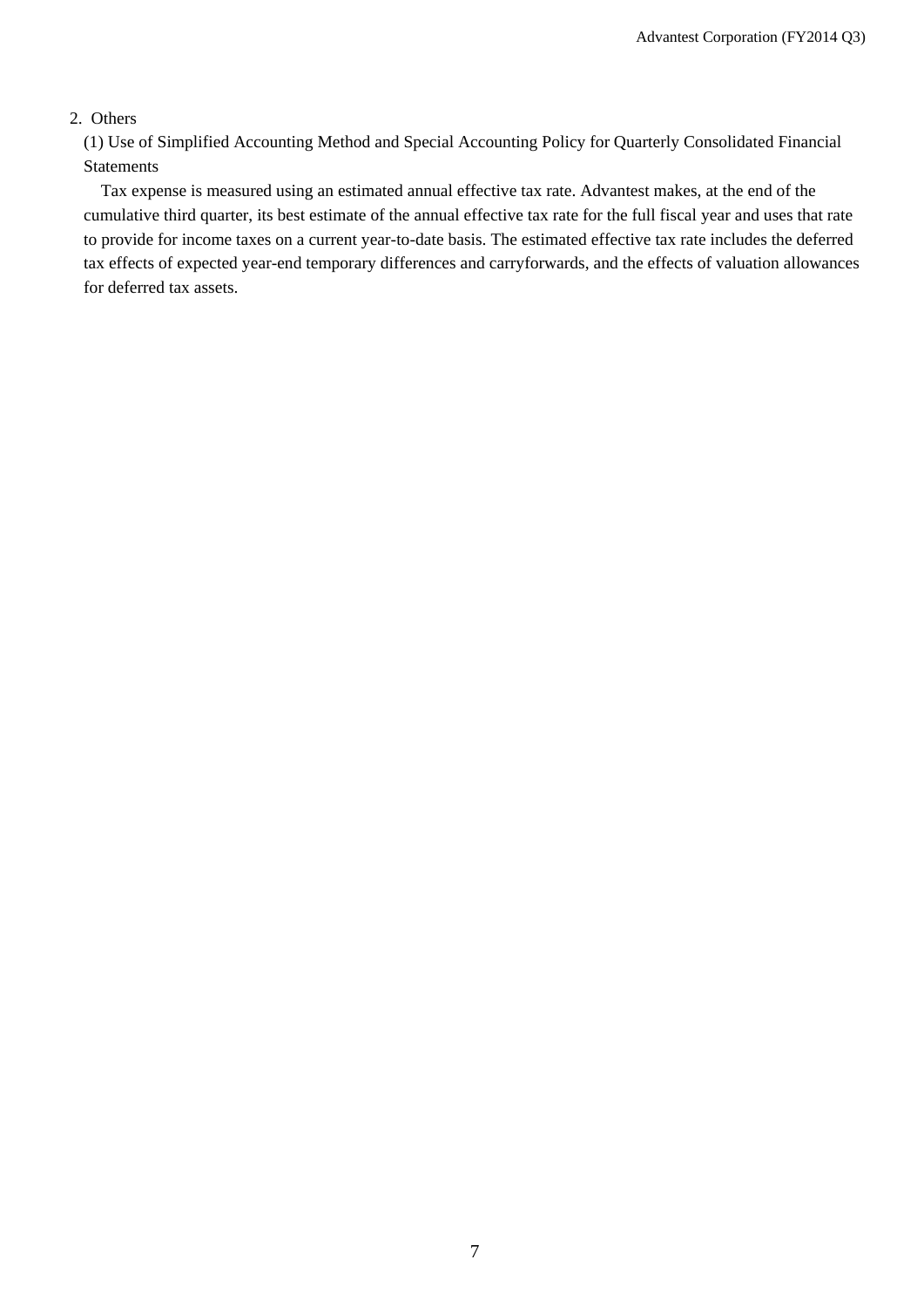## 2. Others

### (1) Use of Simplified Accounting Method and Special Accounting Policy for Quarterly Consolidated Financial Statements

Tax expense is measured using an estimated annual effective tax rate. Advantest makes, at the end of the cumulative third quarter, its best estimate of the annual effective tax rate for the full fiscal year and uses that rate to provide for income taxes on a current year-to-date basis. The estimated effective tax rate includes the deferred tax effects of expected year-end temporary differences and carryforwards, and the effects of valuation allowances for deferred tax assets.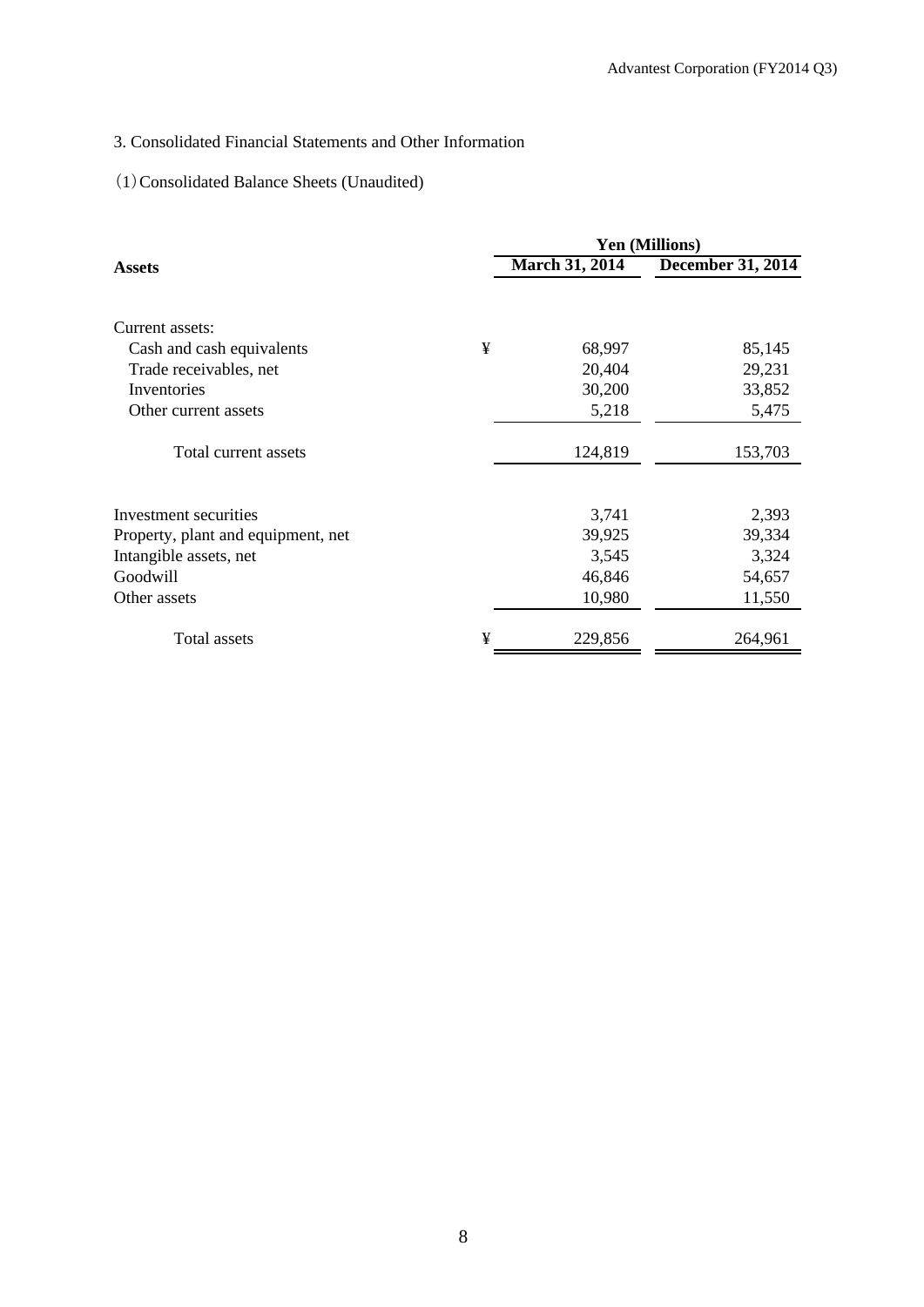## 3. Consolidated Financial Statements and Other Information

### (1) Consolidated Balance Sheets (Unaudited)

| Assets | | Yen (Millions) | |
|---|---|---|---|
| | | March 31, 2014 | December 31, 2014 |
| Current assets: | | | |
| Cash and cash equivalents | ¥ | 68,997 | 85,145 |
| Trade receivables, net | | 20,404 | 29,231 |
| Inventories | | 30,200 | 33,852 |
| Other current assets | | 5,218 | 5,475 |
| Total current assets | | 124,819 | 153,703 |
| Investment securities | | 3,741 | 2,393 |
| Property, plant and equipment, net | | 39,925 | 39,334 |
| Intangible assets, net | | 3,545 | 3,324 |
| Goodwill | | 46,846 | 54,657 |
| Other assets | | 10,980 | 11,550 |
| Total assets | ¥ | 229,856 | 264,961 |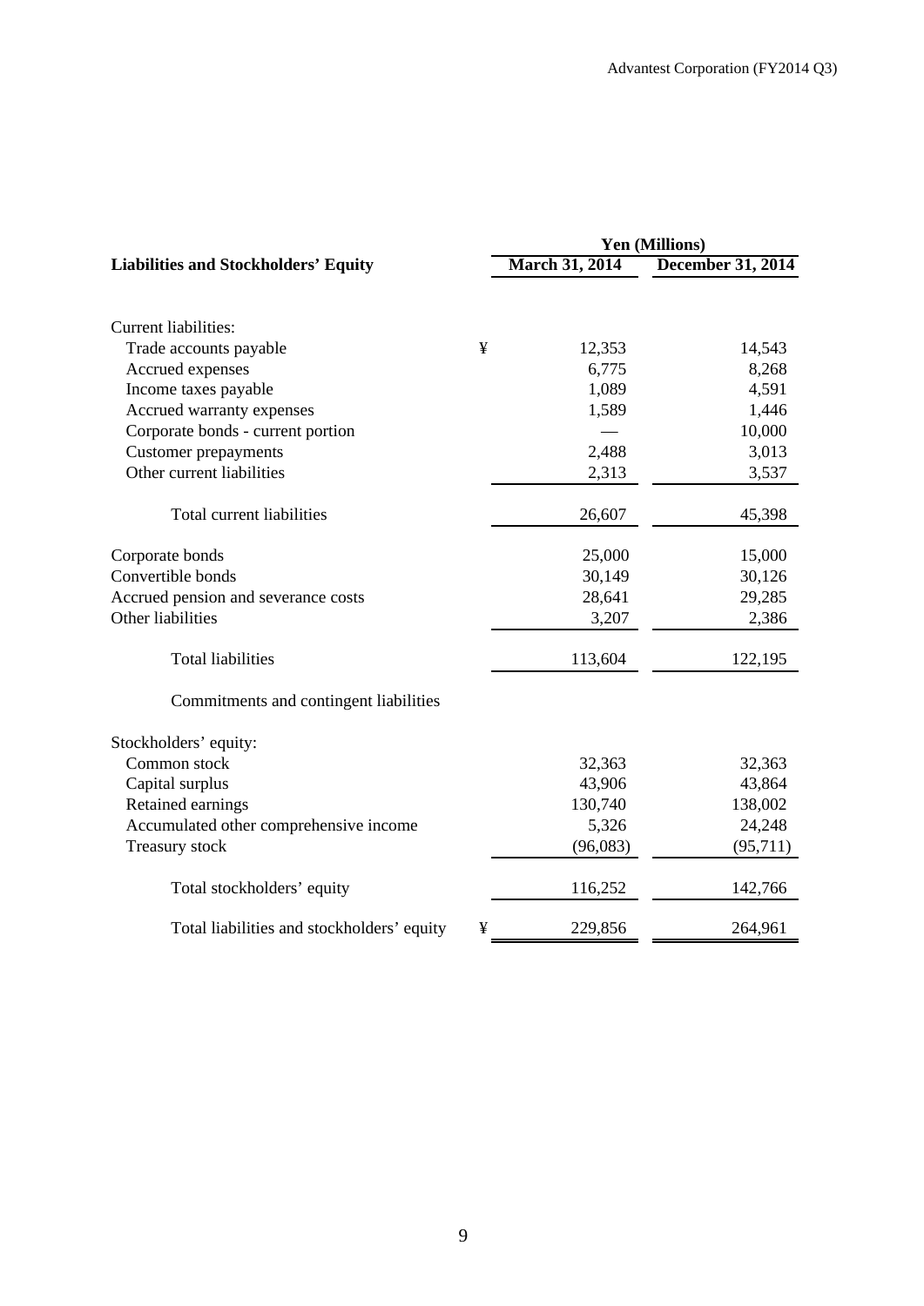| Liabilities and Stockholders' Equity | | Yen (Millions) | |
|---|---|---|---|
| | | March 31, 2014 | December 31, 2014 |
| Current liabilities: | | | |
| Trade accounts payable | ¥ | 12,353 | 14,543 |
| Accrued expenses | | 6,775 | 8,268 |
| Income taxes payable | | 1,089 | 4,591 |
| Accrued warranty expenses | | 1,589 | 1,446 |
| Corporate bonds - current portion | | — | 10,000 |
| Customer prepayments | | 2,488 | 3,013 |
| Other current liabilities | | 2,313 | 3,537 |
| Total current liabilities | | 26,607 | 45,398 |
| Corporate bonds | | 25,000 | 15,000 |
| Convertible bonds | | 30,149 | 30,126 |
| Accrued pension and severance costs | | 28,641 | 29,285 |
| Other liabilities | | 3,207 | 2,386 |
| Total liabilities | | 113,604 | 122,195 |
| Commitments and contingent liabilities | | | |
| Stockholders' equity: | | | |
| Common stock | | 32,363 | 32,363 |
| Capital surplus | | 43,906 | 43,864 |
| Retained earnings | | 130,740 | 138,002 |
| Accumulated other comprehensive income | | 5,326 | 24,248 |
| Treasury stock | | (96,083) | (95,711) |
| Total stockholders' equity | | 116,252 | 142,766 |
| Total liabilities and stockholders' equity | ¥ | 229,856 | 264,961 |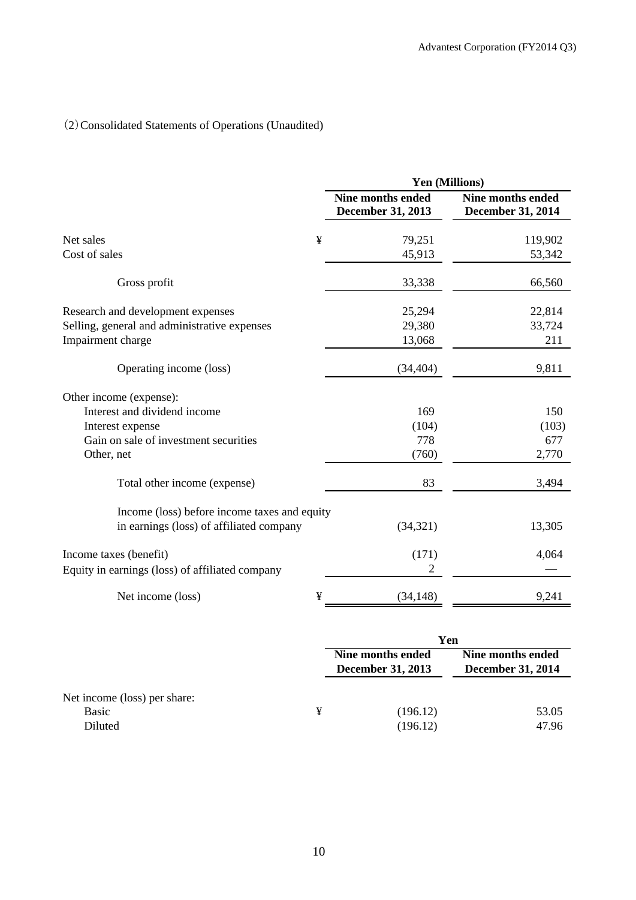(2) Consolidated Statements of Operations (Unaudited)

| | | Yen (Millions) | |
|---|---|---|---|
| | | Nine months ended December 31, 2013 | Nine months ended December 31, 2014 |
| Net sales | ¥ | 79,251 | 119,902 |
| Cost of sales | | 45,913 | 53,342 |
| Gross profit | | 33,338 | 66,560 |
| Research and development expenses | | 25,294 | 22,814 |
| Selling, general and administrative expenses | | 29,380 | 33,724 |
| Impairment charge | | 13,068 | 211 |
| Operating income (loss) | | (34,404) | 9,811 |
| Other income (expense): | | | |
| Interest and dividend income | | 169 | 150 |
| Interest expense | | (104) | (103) |
| Gain on sale of investment securities | | 778 | 677 |
| Other, net | | (760) | 2,770 |
| Total other income (expense) | | 83 | 3,494 |
| Income (loss) before income taxes and equity in earnings (loss) of affiliated company | | (34,321) | 13,305 |
| Income taxes (benefit) | | (171) | 4,064 |
| Equity in earnings (loss) of affiliated company | | 2 | — |
| Net income (loss) | ¥ | (34,148) | 9,241 |

| | | Yen | |
|---|---|---|---|
| | | Nine months ended December 31, 2013 | Nine months ended December 31, 2014 |
| Net income (loss) per share: | | | |
| Basic | ¥ | (196.12) | 53.05 |
| Diluted | | (196.12) | 47.96 |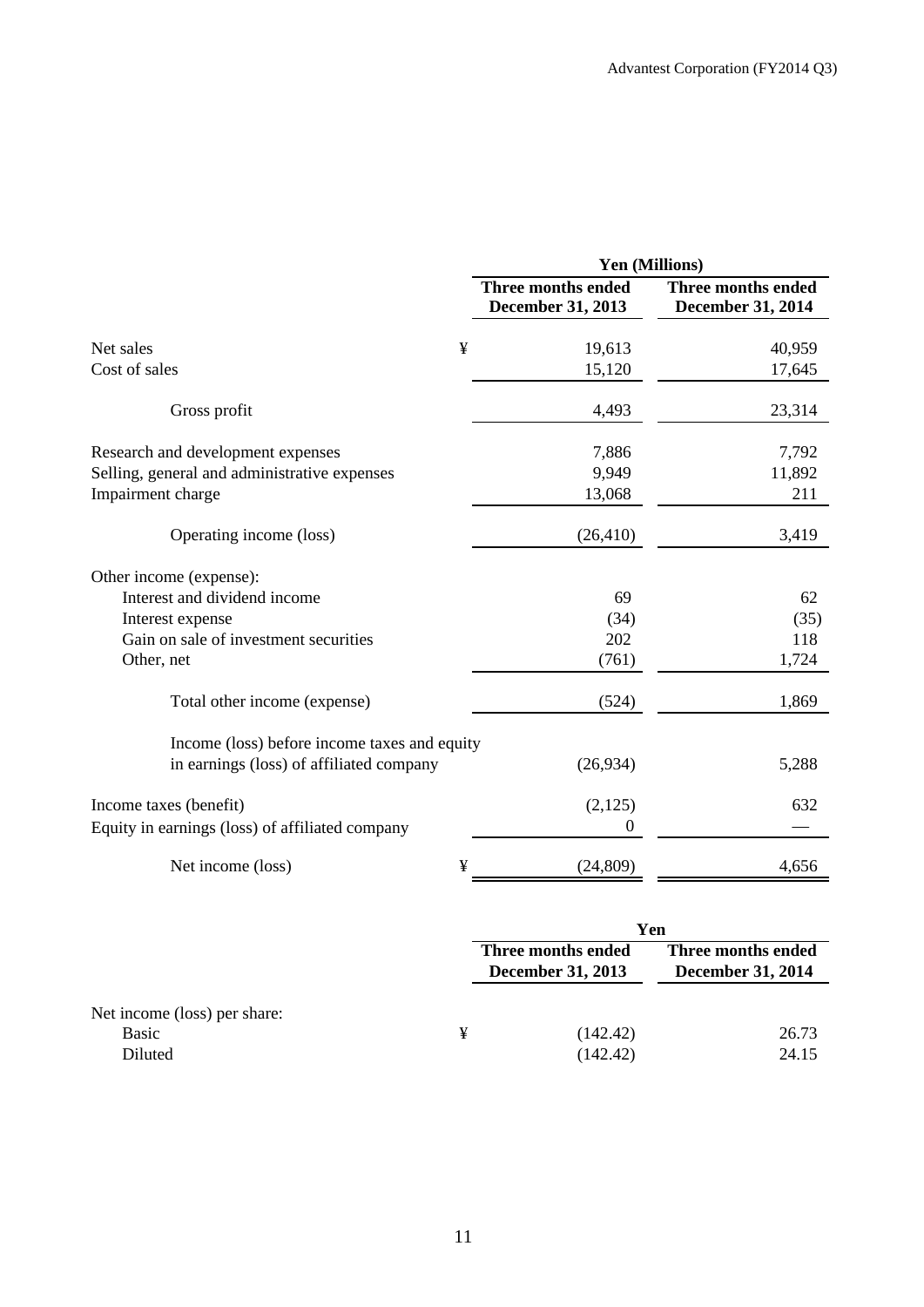| | Yen (Millions) | |
|---|---|---|
| | **Three months ended December 31, 2013** | **Three months ended December 31, 2014** |
| Net sales | ¥ 19,613 | 40,959 |
| Cost of sales | 15,120 | 17,645 |
| Gross profit | 4,493 | 23,314 |
| Research and development expenses | 7,886 | 7,792 |
| Selling, general and administrative expenses | 9,949 | 11,892 |
| Impairment charge | 13,068 | 211 |
| Operating income (loss) | (26,410) | 3,419 |
| Other income (expense): | | |
| Interest and dividend income | 69 | 62 |
| Interest expense | (34) | (35) |
| Gain on sale of investment securities | 202 | 118 |
| Other, net | (761) | 1,724 |
| Total other income (expense) | (524) | 1,869 |
| Income (loss) before income taxes and equity in earnings (loss) of affiliated company | (26,934) | 5,288 |
| Income taxes (benefit) | (2,125) | 632 |
| Equity in earnings (loss) of affiliated company | 0 | — |
| Net income (loss) | ¥ (24,809) | 4,656 |

| | Yen | |
|---|---|---|
| | **Three months ended December 31, 2013** | **Three months ended December 31, 2014** |
| Net income (loss) per share: | | |
| Basic | ¥ (142.42) | 26.73 |
| Diluted | (142.42) | 24.15 |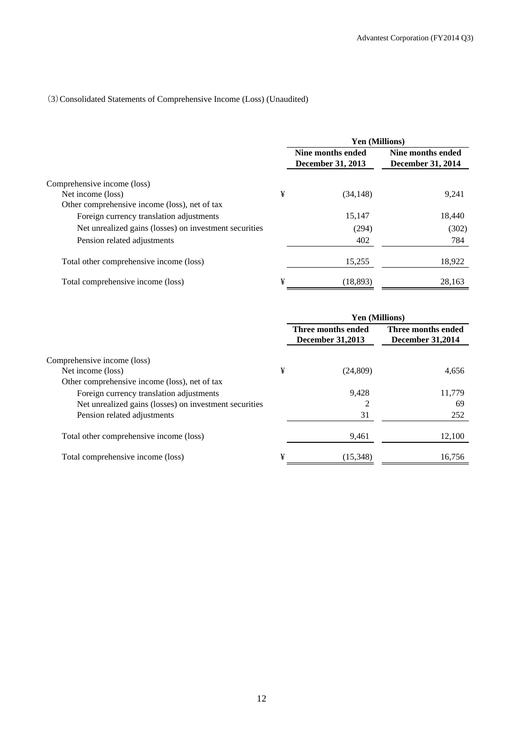（3）Consolidated Statements of Comprehensive Income (Loss) (Unaudited)

| | | Yen (Millions) | |
|---|---|---|---|
| | | Nine months ended December 31, 2013 | Nine months ended December 31, 2014 |
| Comprehensive income (loss) | | | |
| Net income (loss) | ¥ | (34,148) | 9,241 |
| Other comprehensive income (loss), net of tax | | | |
| Foreign currency translation adjustments | | 15,147 | 18,440 |
| Net unrealized gains (losses) on investment securities | | (294) | (302) |
| Pension related adjustments | | 402 | 784 |
| Total other comprehensive income (loss) | | 15,255 | 18,922 |
| Total comprehensive income (loss) | ¥ | (18,893) | 28,163 |

| | | Yen (Millions) | |
|---|---|---|---|
| | | Three months ended December 31,2013 | Three months ended December 31,2014 |
| Comprehensive income (loss) | | | |
| Net income (loss) | ¥ | (24,809) | 4,656 |
| Other comprehensive income (loss), net of tax | | | |
| Foreign currency translation adjustments | | 9,428 | 11,779 |
| Net unrealized gains (losses) on investment securities | | 2 | 69 |
| Pension related adjustments | | 31 | 252 |
| Total other comprehensive income (loss) | | 9,461 | 12,100 |
| Total comprehensive income (loss) | ¥ | (15,348) | 16,756 |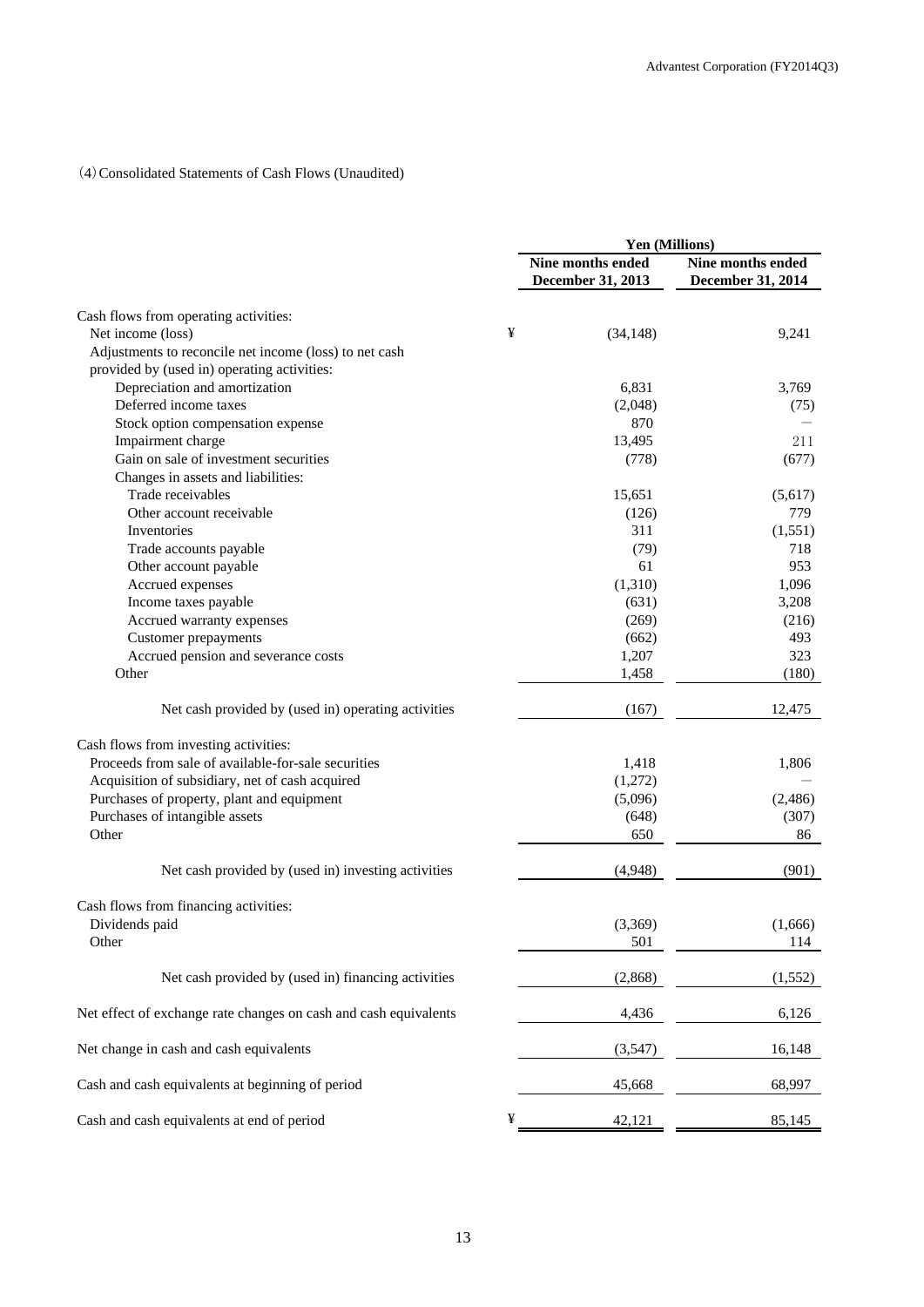(4) Consolidated Statements of Cash Flows (Unaudited)

| | | Yen (Millions) | |
|---|---|---|---|
| | | Nine months ended December 31, 2013 | Nine months ended December 31, 2014 |
| Cash flows from operating activities: | | | |
| Net income (loss) | ¥ | (34,148) | 9,241 |
| Adjustments to reconcile net income (loss) to net cash provided by (used in) operating activities: | | | |
| Depreciation and amortization | | 6,831 | 3,769 |
| Deferred income taxes | | (2,048) | (75) |
| Stock option compensation expense | | 870 | — |
| Impairment charge | | 13,495 | 211 |
| Gain on sale of investment securities | | (778) | (677) |
| Changes in assets and liabilities: | | | |
| Trade receivables | | 15,651 | (5,617) |
| Other account receivable | | (126) | 779 |
| Inventories | | 311 | (1,551) |
| Trade accounts payable | | (79) | 718 |
| Other account payable | | 61 | 953 |
| Accrued expenses | | (1,310) | 1,096 |
| Income taxes payable | | (631) | 3,208 |
| Accrued warranty expenses | | (269) | (216) |
| Customer prepayments | | (662) | 493 |
| Accrued pension and severance costs | | 1,207 | 323 |
| Other | | 1,458 | (180) |
| Net cash provided by (used in) operating activities | | (167) | 12,475 |
| Cash flows from investing activities: | | | |
| Proceeds from sale of available-for-sale securities | | 1,418 | 1,806 |
| Acquisition of subsidiary, net of cash acquired | | (1,272) | — |
| Purchases of property, plant and equipment | | (5,096) | (2,486) |
| Purchases of intangible assets | | (648) | (307) |
| Other | | 650 | 86 |
| Net cash provided by (used in) investing activities | | (4,948) | (901) |
| Cash flows from financing activities: | | | |
| Dividends paid | | (3,369) | (1,666) |
| Other | | 501 | 114 |
| Net cash provided by (used in) financing activities | | (2,868) | (1,552) |
| Net effect of exchange rate changes on cash and cash equivalents | | 4,436 | 6,126 |
| Net change in cash and cash equivalents | | (3,547) | 16,148 |
| Cash and cash equivalents at beginning of period | | 45,668 | 68,997 |
| Cash and cash equivalents at end of period | ¥ | 42,121 | 85,145 |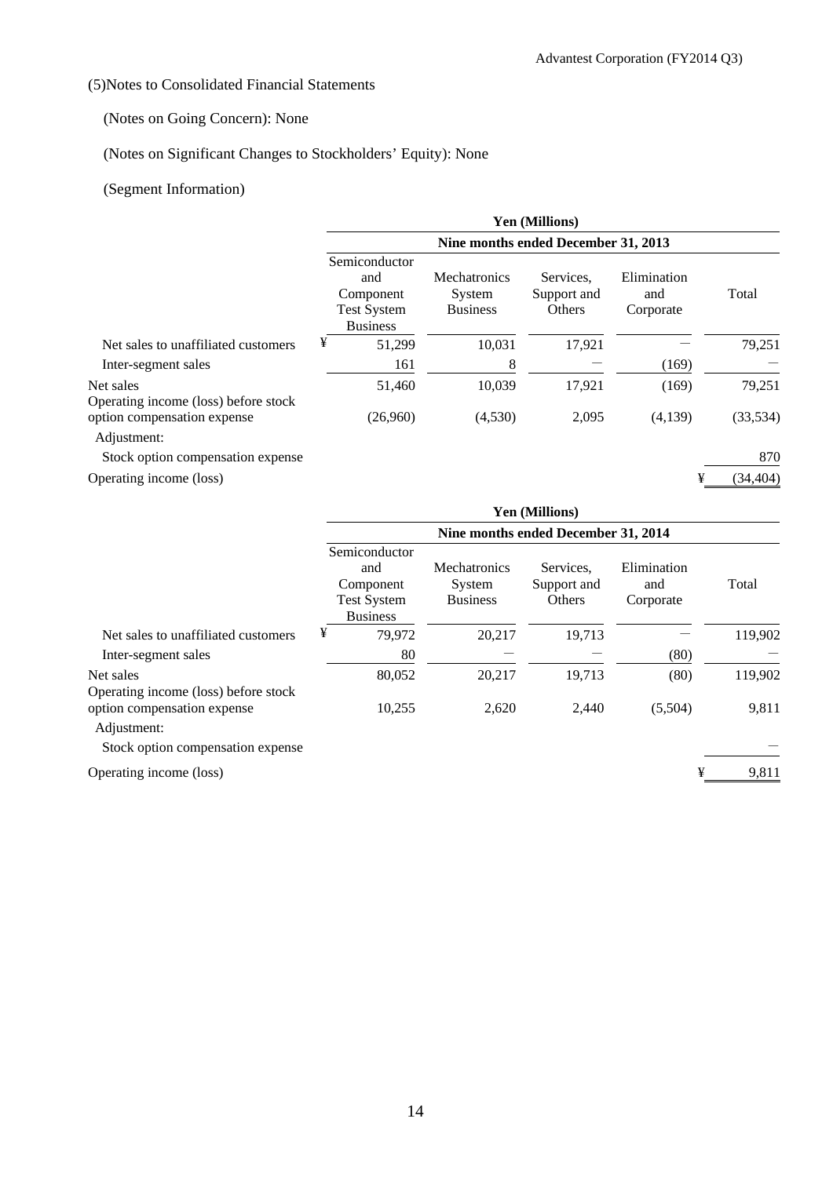(5)Notes to Consolidated Financial Statements

(Notes on Going Concern): None

(Notes on Significant Changes to Stockholders' Equity): None

(Segment Information)

| | Yen (Millions) | | | | |
|---|---|---|---|---|---|
| | Nine months ended December 31, 2013 | | | | |
| | Semiconductor and Component Test System Business | Mechatronics System Business | Services, Support and Others | Elimination and Corporate | Total |
| Net sales to unaffiliated customers | ¥ 51,299 | 10,031 | 17,921 | — | 79,251 |
| Inter-segment sales | 161 | 8 | — | (169) | — |
| Net sales | 51,460 | 10,039 | 17,921 | (169) | 79,251 |
| Operating income (loss) before stock option compensation expense | (26,960) | (4,530) | 2,095 | (4,139) | (33,534) |
| Adjustment: | | | | | |
| Stock option compensation expense | | | | | 870 |
| Operating income (loss) | | | | | ¥ (34,404) |

| | Yen (Millions) | | | | |
|---|---|---|---|---|---|
| | Nine months ended December 31, 2014 | | | | |
| | Semiconductor and Component Test System Business | Mechatronics System Business | Services, Support and Others | Elimination and Corporate | Total |
| Net sales to unaffiliated customers | ¥ 79,972 | 20,217 | 19,713 | — | 119,902 |
| Inter-segment sales | 80 | — | — | (80) | — |
| Net sales | 80,052 | 20,217 | 19,713 | (80) | 119,902 |
| Operating income (loss) before stock option compensation expense | 10,255 | 2,620 | 2,440 | (5,504) | 9,811 |
| Adjustment: | | | | | |
| Stock option compensation expense | | | | | — |
| Operating income (loss) | | | | | ¥ 9,811 |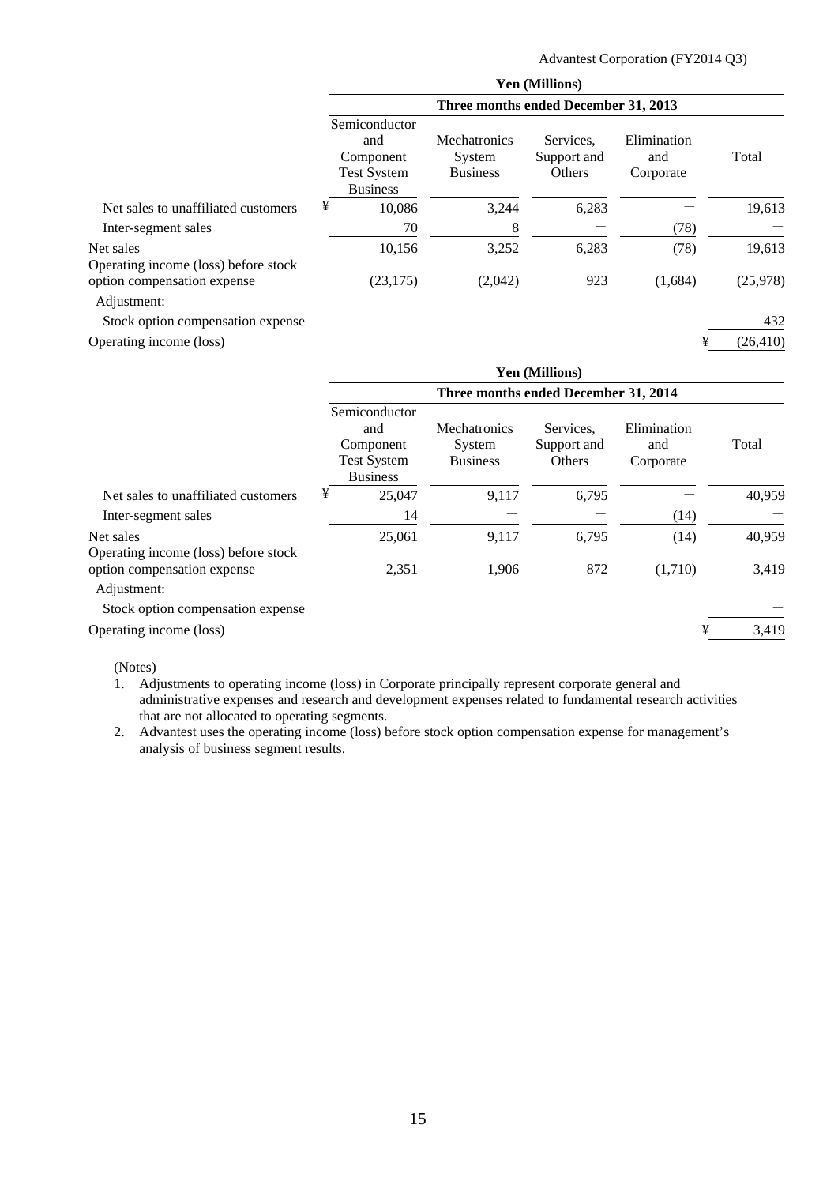| | Yen (Millions) | | | | |
|---|---|---|---|---|---|
| | Three months ended December 31, 2013 | | | | |
| | Semiconductor and Component Test System Business | Mechatronics System Business | Services, Support and Others | Elimination and Corporate | Total |
| Net sales to unaffiliated customers | ¥ 10,086 | 3,244 | 6,283 | — | 19,613 |
| Inter-segment sales | 70 | 8 | — | (78) | — |
| Net sales | 10,156 | 3,252 | 6,283 | (78) | 19,613 |
| Operating income (loss) before stock option compensation expense | (23,175) | (2,042) | 923 | (1,684) | (25,978) |
| Adjustment: | | | | | |
| Stock option compensation expense | | | | | 432 |
| Operating income (loss) | | | | | ¥ (26,410) |

| | Yen (Millions) | | | | |
|---|---|---|---|---|---|
| | Three months ended December 31, 2014 | | | | |
| | Semiconductor and Component Test System Business | Mechatronics System Business | Services, Support and Others | Elimination and Corporate | Total |
| Net sales to unaffiliated customers | ¥ 25,047 | 9,117 | 6,795 | — | 40,959 |
| Inter-segment sales | 14 | — | — | (14) | — |
| Net sales | 25,061 | 9,117 | 6,795 | (14) | 40,959 |
| Operating income (loss) before stock option compensation expense | 2,351 | 1,906 | 872 | (1,710) | 3,419 |
| Adjustment: | | | | | |
| Stock option compensation expense | | | | | — |
| Operating income (loss) | | | | | ¥ 3,419 |

(Notes)

1. Adjustments to operating income (loss) in Corporate principally represent corporate general and administrative expenses and research and development expenses related to fundamental research activities that are not allocated to operating segments.
2. Advantest uses the operating income (loss) before stock option compensation expense for management's analysis of business segment results.